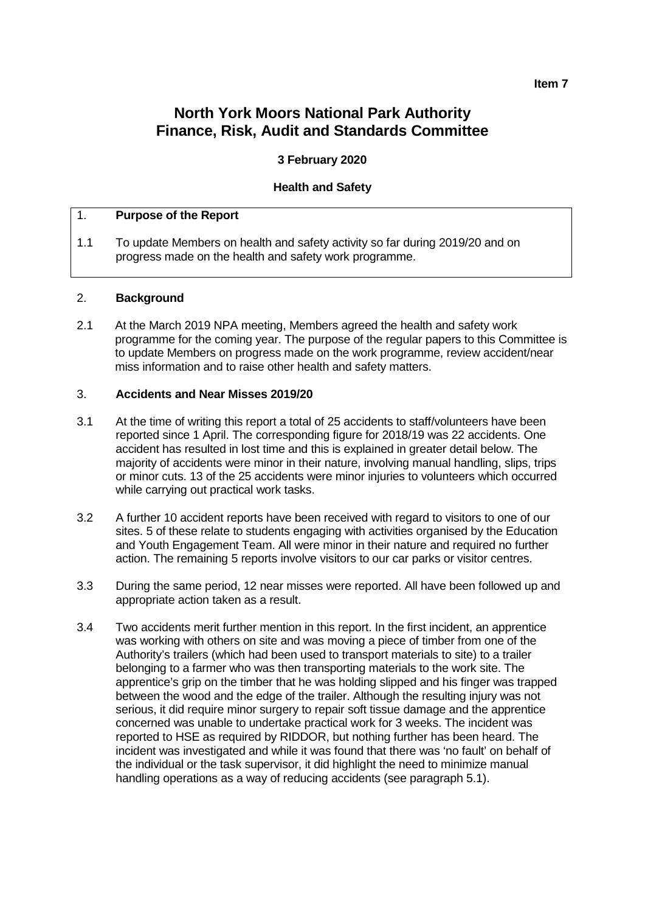**Item 7**

# North York Moors National Park Authority
# Finance, Risk, Audit and Standards Committee

**3 February 2020**

**Health and Safety**

## 1. Purpose of the Report

1.1 To update Members on health and safety activity so far during 2019/20 and on progress made on the health and safety work programme.

## 2. Background

2.1 At the March 2019 NPA meeting, Members agreed the health and safety work programme for the coming year. The purpose of the regular papers to this Committee is to update Members on progress made on the work programme, review accident/near miss information and to raise other health and safety matters.

## 3. Accidents and Near Misses 2019/20

3.1 At the time of writing this report a total of 25 accidents to staff/volunteers have been reported since 1 April. The corresponding figure for 2018/19 was 22 accidents. One accident has resulted in lost time and this is explained in greater detail below. The majority of accidents were minor in their nature, involving manual handling, slips, trips or minor cuts. 13 of the 25 accidents were minor injuries to volunteers which occurred while carrying out practical work tasks.

3.2 A further 10 accident reports have been received with regard to visitors to one of our sites. 5 of these relate to students engaging with activities organised by the Education and Youth Engagement Team. All were minor in their nature and required no further action. The remaining 5 reports involve visitors to our car parks or visitor centres.

3.3 During the same period, 12 near misses were reported. All have been followed up and appropriate action taken as a result.

3.4 Two accidents merit further mention in this report. In the first incident, an apprentice was working with others on site and was moving a piece of timber from one of the Authority's trailers (which had been used to transport materials to site) to a trailer belonging to a farmer who was then transporting materials to the work site. The apprentice's grip on the timber that he was holding slipped and his finger was trapped between the wood and the edge of the trailer. Although the resulting injury was not serious, it did require minor surgery to repair soft tissue damage and the apprentice concerned was unable to undertake practical work for 3 weeks. The incident was reported to HSE as required by RIDDOR, but nothing further has been heard. The incident was investigated and while it was found that there was 'no fault' on behalf of the individual or the task supervisor, it did highlight the need to minimize manual handling operations as a way of reducing accidents (see paragraph 5.1).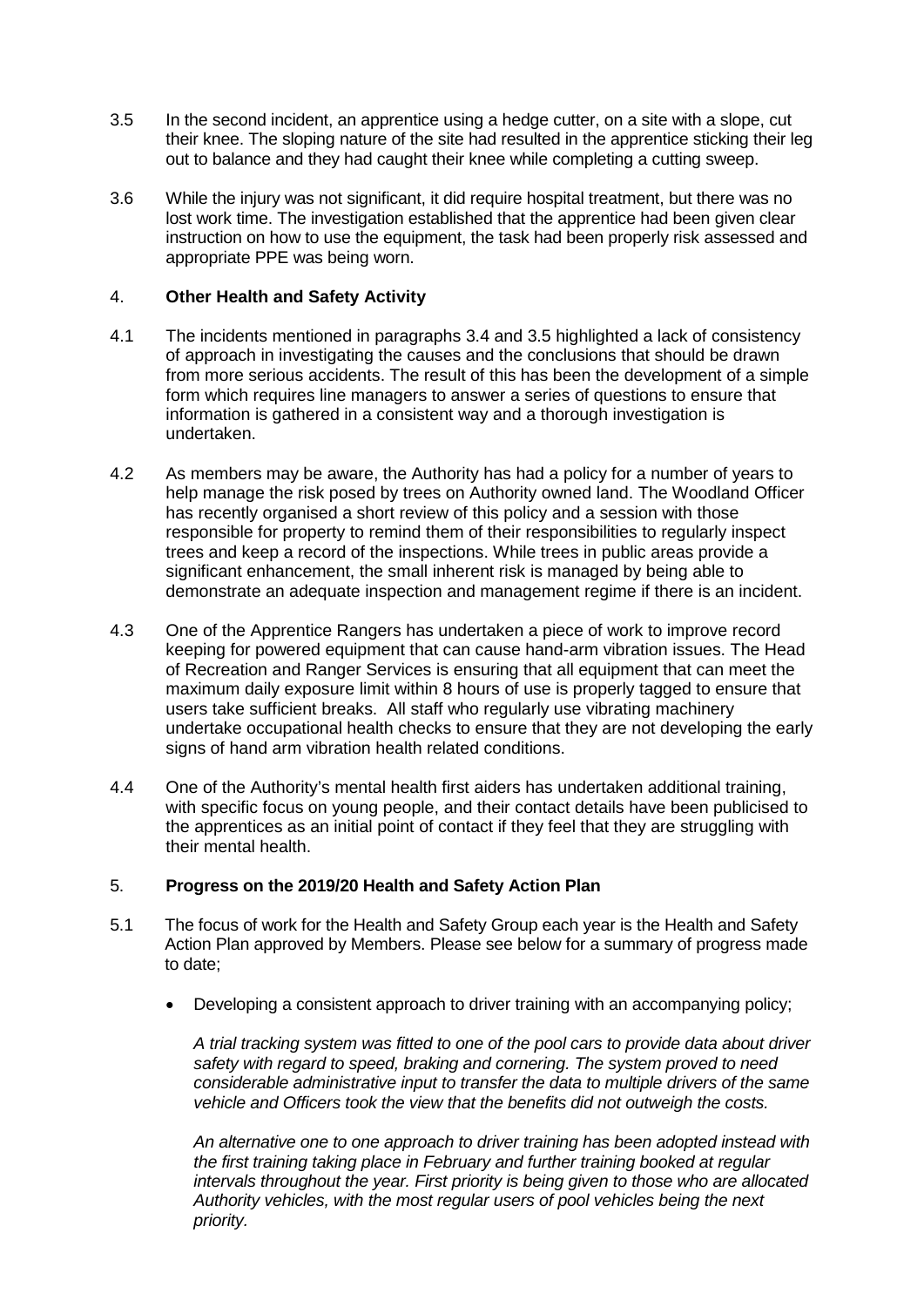3.5 In the second incident, an apprentice using a hedge cutter, on a site with a slope, cut their knee. The sloping nature of the site had resulted in the apprentice sticking their leg out to balance and they had caught their knee while completing a cutting sweep.

3.6 While the injury was not significant, it did require hospital treatment, but there was no lost work time. The investigation established that the apprentice had been given clear instruction on how to use the equipment, the task had been properly risk assessed and appropriate PPE was being worn.

## 4. **Other Health and Safety Activity**

4.1 The incidents mentioned in paragraphs 3.4 and 3.5 highlighted a lack of consistency of approach in investigating the causes and the conclusions that should be drawn from more serious accidents. The result of this has been the development of a simple form which requires line managers to answer a series of questions to ensure that information is gathered in a consistent way and a thorough investigation is undertaken.

4.2 As members may be aware, the Authority has had a policy for a number of years to help manage the risk posed by trees on Authority owned land. The Woodland Officer has recently organised a short review of this policy and a session with those responsible for property to remind them of their responsibilities to regularly inspect trees and keep a record of the inspections. While trees in public areas provide a significant enhancement, the small inherent risk is managed by being able to demonstrate an adequate inspection and management regime if there is an incident.

4.3 One of the Apprentice Rangers has undertaken a piece of work to improve record keeping for powered equipment that can cause hand-arm vibration issues. The Head of Recreation and Ranger Services is ensuring that all equipment that can meet the maximum daily exposure limit within 8 hours of use is properly tagged to ensure that users take sufficient breaks. All staff who regularly use vibrating machinery undertake occupational health checks to ensure that they are not developing the early signs of hand arm vibration health related conditions.

4.4 One of the Authority's mental health first aiders has undertaken additional training, with specific focus on young people, and their contact details have been publicised to the apprentices as an initial point of contact if they feel that they are struggling with their mental health.

## 5. **Progress on the 2019/20 Health and Safety Action Plan**

5.1 The focus of work for the Health and Safety Group each year is the Health and Safety Action Plan approved by Members. Please see below for a summary of progress made to date;

- Developing a consistent approach to driver training with an accompanying policy;

  *A trial tracking system was fitted to one of the pool cars to provide data about driver safety with regard to speed, braking and cornering. The system proved to need considerable administrative input to transfer the data to multiple drivers of the same vehicle and Officers took the view that the benefits did not outweigh the costs.*

  *An alternative one to one approach to driver training has been adopted instead with the first training taking place in February and further training booked at regular intervals throughout the year. First priority is being given to those who are allocated Authority vehicles, with the most regular users of pool vehicles being the next priority.*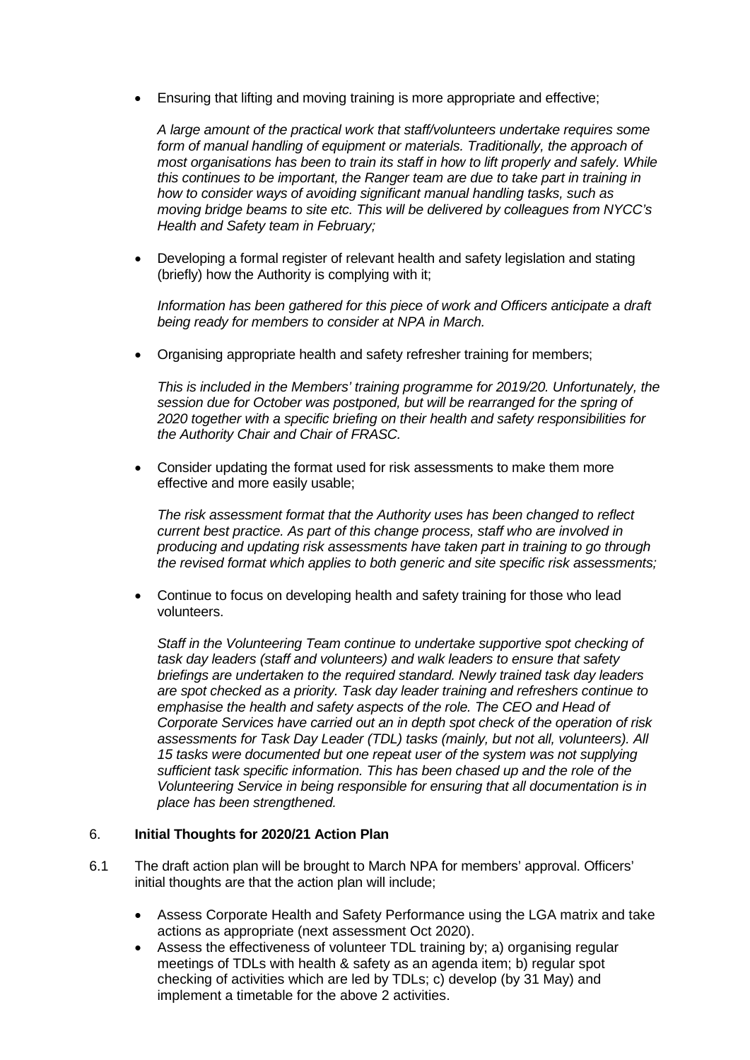- Ensuring that lifting and moving training is more appropriate and effective;

  *A large amount of the practical work that staff/volunteers undertake requires some form of manual handling of equipment or materials. Traditionally, the approach of most organisations has been to train its staff in how to lift properly and safely. While this continues to be important, the Ranger team are due to take part in training in how to consider ways of avoiding significant manual handling tasks, such as moving bridge beams to site etc. This will be delivered by colleagues from NYCC's Health and Safety team in February;*

- Developing a formal register of relevant health and safety legislation and stating (briefly) how the Authority is complying with it;

  *Information has been gathered for this piece of work and Officers anticipate a draft being ready for members to consider at NPA in March.*

- Organising appropriate health and safety refresher training for members;

  *This is included in the Members' training programme for 2019/20. Unfortunately, the session due for October was postponed, but will be rearranged for the spring of 2020 together with a specific briefing on their health and safety responsibilities for the Authority Chair and Chair of FRASC.*

- Consider updating the format used for risk assessments to make them more effective and more easily usable;

  *The risk assessment format that the Authority uses has been changed to reflect current best practice. As part of this change process, staff who are involved in producing and updating risk assessments have taken part in training to go through the revised format which applies to both generic and site specific risk assessments;*

- Continue to focus on developing health and safety training for those who lead volunteers.

  *Staff in the Volunteering Team continue to undertake supportive spot checking of task day leaders (staff and volunteers) and walk leaders to ensure that safety briefings are undertaken to the required standard. Newly trained task day leaders are spot checked as a priority. Task day leader training and refreshers continue to emphasise the health and safety aspects of the role. The CEO and Head of Corporate Services have carried out an in depth spot check of the operation of risk assessments for Task Day Leader (TDL) tasks (mainly, but not all, volunteers). All 15 tasks were documented but one repeat user of the system was not supplying sufficient task specific information. This has been chased up and the role of the Volunteering Service in being responsible for ensuring that all documentation is in place has been strengthened.*

## 6. Initial Thoughts for 2020/21 Action Plan

6.1 The draft action plan will be brought to March NPA for members' approval. Officers' initial thoughts are that the action plan will include;

- Assess Corporate Health and Safety Performance using the LGA matrix and take actions as appropriate (next assessment Oct 2020).
- Assess the effectiveness of volunteer TDL training by; a) organising regular meetings of TDLs with health & safety as an agenda item; b) regular spot checking of activities which are led by TDLs; c) develop (by 31 May) and implement a timetable for the above 2 activities.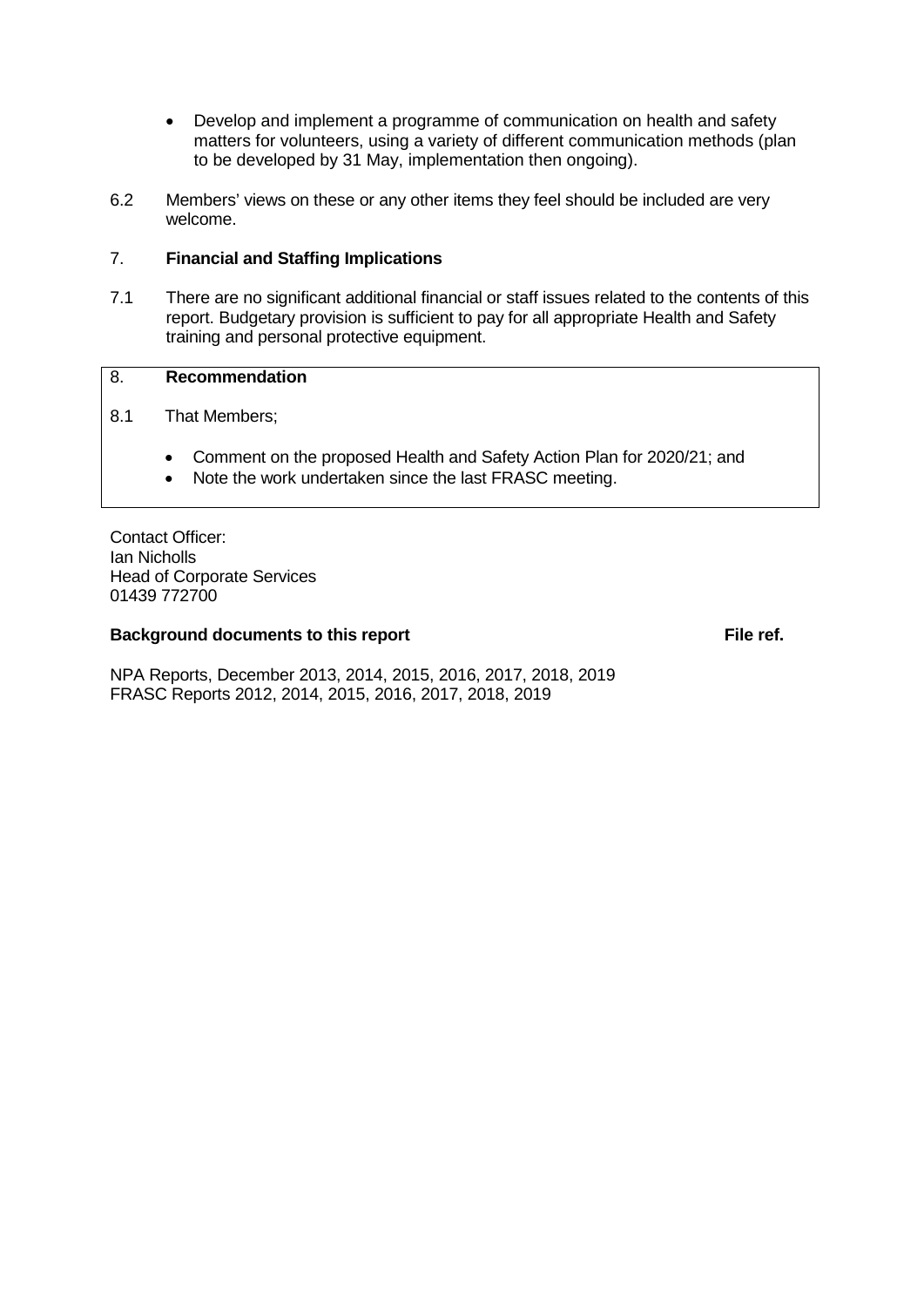- Develop and implement a programme of communication on health and safety matters for volunteers, using a variety of different communication methods (plan to be developed by 31 May, implementation then ongoing).

6.2 Members' views on these or any other items they feel should be included are very welcome.

## 7. Financial and Staffing Implications

7.1 There are no significant additional financial or staff issues related to the contents of this report. Budgetary provision is sufficient to pay for all appropriate Health and Safety training and personal protective equipment.

## 8. Recommendation

8.1 That Members;

- Comment on the proposed Health and Safety Action Plan for 2020/21; and
- Note the work undertaken since the last FRASC meeting.

Contact Officer:
Ian Nicholls
Head of Corporate Services
01439 772700

**Background documents to this report** **File ref.**

NPA Reports, December 2013, 2014, 2015, 2016, 2017, 2018, 2019
FRASC Reports 2012, 2014, 2015, 2016, 2017, 2018, 2019